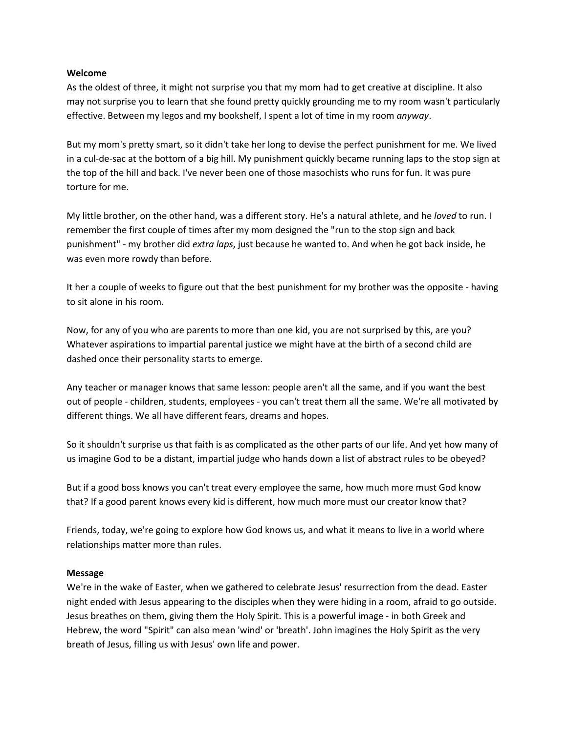**Welcome**

As the oldest of three, it might not surprise you that my mom had to get creative at discipline. It also may not surprise you to learn that she found pretty quickly grounding me to my room wasn't particularly effective. Between my legos and my bookshelf, I spent a lot of time in my room *anyway*.

But my mom's pretty smart, so it didn't take her long to devise the perfect punishment for me. We lived in a cul-de-sac at the bottom of a big hill. My punishment quickly became running laps to the stop sign at the top of the hill and back. I've never been one of those masochists who runs for fun. It was pure torture for me.

My little brother, on the other hand, was a different story. He's a natural athlete, and he *loved* to run. I remember the first couple of times after my mom designed the "run to the stop sign and back punishment" - my brother did *extra laps*, just because he wanted to. And when he got back inside, he was even more rowdy than before.

It her a couple of weeks to figure out that the best punishment for my brother was the opposite - having to sit alone in his room.

Now, for any of you who are parents to more than one kid, you are not surprised by this, are you? Whatever aspirations to impartial parental justice we might have at the birth of a second child are dashed once their personality starts to emerge.

Any teacher or manager knows that same lesson: people aren't all the same, and if you want the best out of people - children, students, employees - you can't treat them all the same. We're all motivated by different things. We all have different fears, dreams and hopes.

So it shouldn't surprise us that faith is as complicated as the other parts of our life. And yet how many of us imagine God to be a distant, impartial judge who hands down a list of abstract rules to be obeyed?

But if a good boss knows you can't treat every employee the same, how much more must God know that? If a good parent knows every kid is different, how much more must our creator know that?

Friends, today, we're going to explore how God knows us, and what it means to live in a world where relationships matter more than rules.

**Message**

We're in the wake of Easter, when we gathered to celebrate Jesus' resurrection from the dead. Easter night ended with Jesus appearing to the disciples when they were hiding in a room, afraid to go outside. Jesus breathes on them, giving them the Holy Spirit. This is a powerful image - in both Greek and Hebrew, the word "Spirit" can also mean 'wind' or 'breath'. John imagines the Holy Spirit as the very breath of Jesus, filling us with Jesus' own life and power.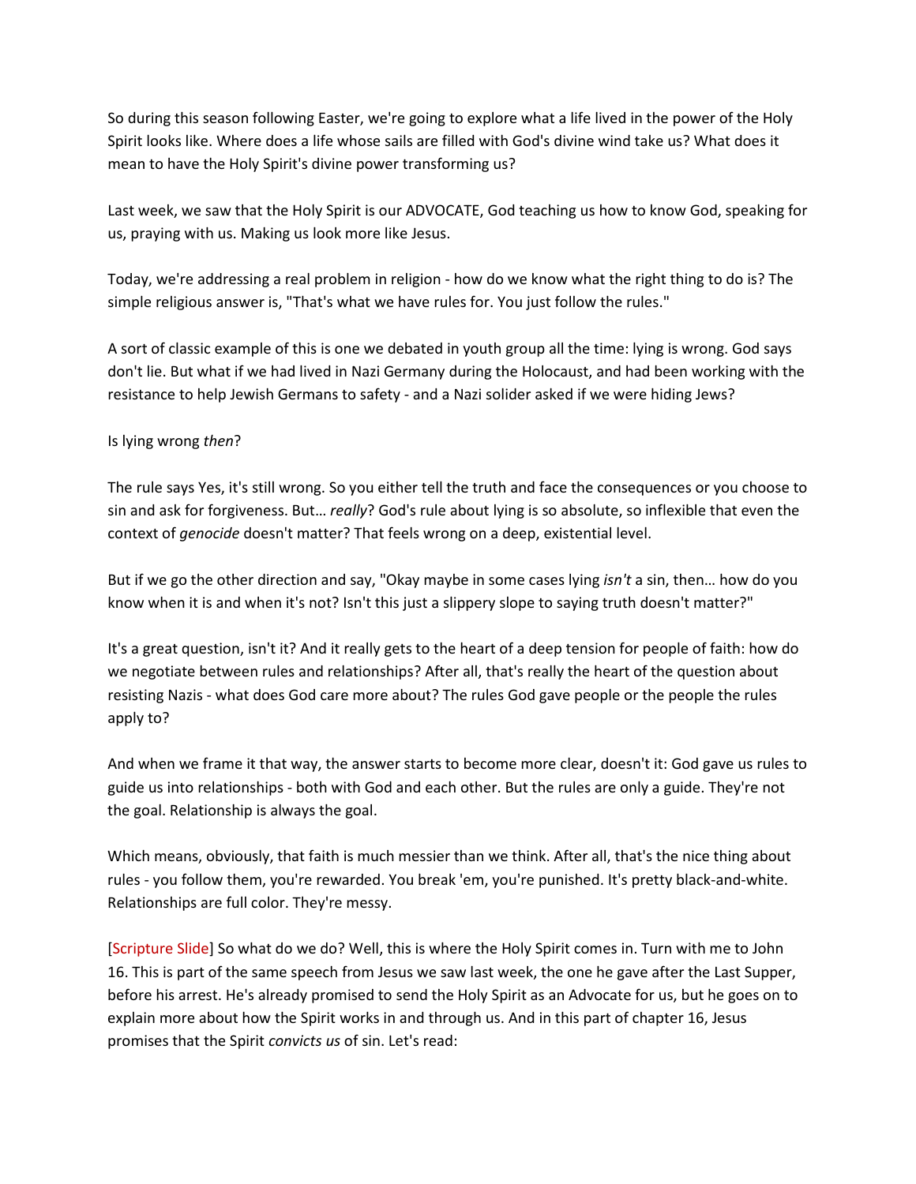So during this season following Easter, we're going to explore what a life lived in the power of the Holy Spirit looks like. Where does a life whose sails are filled with God's divine wind take us? What does it mean to have the Holy Spirit's divine power transforming us?

Last week, we saw that the Holy Spirit is our ADVOCATE, God teaching us how to know God, speaking for us, praying with us. Making us look more like Jesus.

Today, we're addressing a real problem in religion - how do we know what the right thing to do is? The simple religious answer is, "That's what we have rules for. You just follow the rules."

A sort of classic example of this is one we debated in youth group all the time: lying is wrong. God says don't lie. But what if we had lived in Nazi Germany during the Holocaust, and had been working with the resistance to help Jewish Germans to safety - and a Nazi solider asked if we were hiding Jews?

Is lying wrong *then*?

The rule says Yes, it's still wrong. So you either tell the truth and face the consequences or you choose to sin and ask for forgiveness. But… *really*? God's rule about lying is so absolute, so inflexible that even the context of *genocide* doesn't matter? That feels wrong on a deep, existential level.

But if we go the other direction and say, "Okay maybe in some cases lying *isn't* a sin, then… how do you know when it is and when it's not? Isn't this just a slippery slope to saying truth doesn't matter?"

It's a great question, isn't it? And it really gets to the heart of a deep tension for people of faith: how do we negotiate between rules and relationships? After all, that's really the heart of the question about resisting Nazis - what does God care more about? The rules God gave people or the people the rules apply to?

And when we frame it that way, the answer starts to become more clear, doesn't it: God gave us rules to guide us into relationships - both with God and each other. But the rules are only a guide. They're not the goal. Relationship is always the goal.

Which means, obviously, that faith is much messier than we think. After all, that's the nice thing about rules - you follow them, you're rewarded. You break 'em, you're punished. It's pretty black-and-white. Relationships are full color. They're messy.

[Scripture Slide] So what do we do? Well, this is where the Holy Spirit comes in. Turn with me to John 16. This is part of the same speech from Jesus we saw last week, the one he gave after the Last Supper, before his arrest. He's already promised to send the Holy Spirit as an Advocate for us, but he goes on to explain more about how the Spirit works in and through us. And in this part of chapter 16, Jesus promises that the Spirit *convicts us* of sin. Let's read: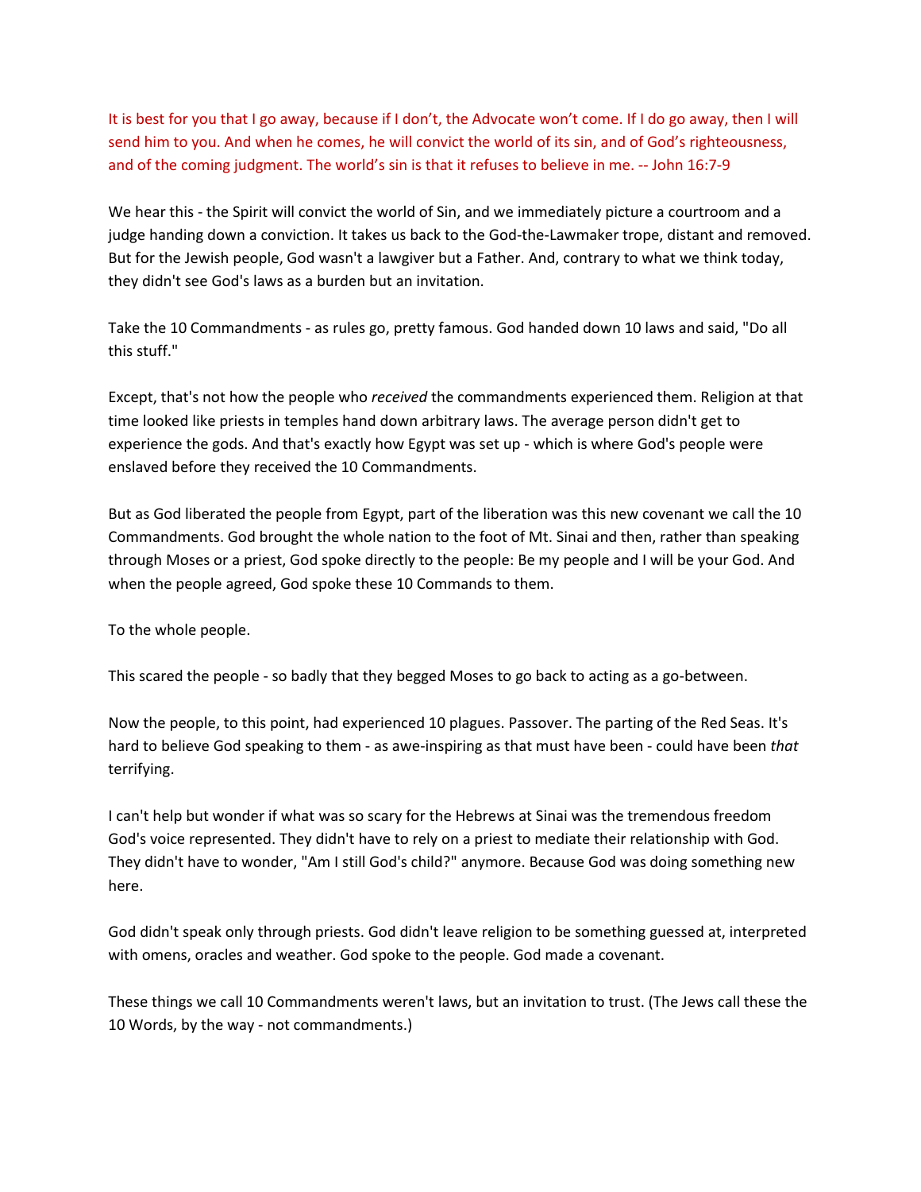It is best for you that I go away, because if I don't, the Advocate won't come. If I do go away, then I will send him to you. And when he comes, he will convict the world of its sin, and of God's righteousness, and of the coming judgment. The world's sin is that it refuses to believe in me. -- John 16:7-9

We hear this - the Spirit will convict the world of Sin, and we immediately picture a courtroom and a judge handing down a conviction. It takes us back to the God-the-Lawmaker trope, distant and removed. But for the Jewish people, God wasn't a lawgiver but a Father. And, contrary to what we think today, they didn't see God's laws as a burden but an invitation.

Take the 10 Commandments - as rules go, pretty famous. God handed down 10 laws and said, "Do all this stuff."

Except, that's not how the people who *received* the commandments experienced them. Religion at that time looked like priests in temples hand down arbitrary laws. The average person didn't get to experience the gods. And that's exactly how Egypt was set up - which is where God's people were enslaved before they received the 10 Commandments.

But as God liberated the people from Egypt, part of the liberation was this new covenant we call the 10 Commandments. God brought the whole nation to the foot of Mt. Sinai and then, rather than speaking through Moses or a priest, God spoke directly to the people: Be my people and I will be your God. And when the people agreed, God spoke these 10 Commands to them.

To the whole people.

This scared the people - so badly that they begged Moses to go back to acting as a go-between.

Now the people, to this point, had experienced 10 plagues. Passover. The parting of the Red Seas. It's hard to believe God speaking to them - as awe-inspiring as that must have been - could have been *that* terrifying.

I can't help but wonder if what was so scary for the Hebrews at Sinai was the tremendous freedom God's voice represented. They didn't have to rely on a priest to mediate their relationship with God. They didn't have to wonder, "Am I still God's child?" anymore. Because God was doing something new here.

God didn't speak only through priests. God didn't leave religion to be something guessed at, interpreted with omens, oracles and weather. God spoke to the people. God made a covenant.

These things we call 10 Commandments weren't laws, but an invitation to trust. (The Jews call these the 10 Words, by the way - not commandments.)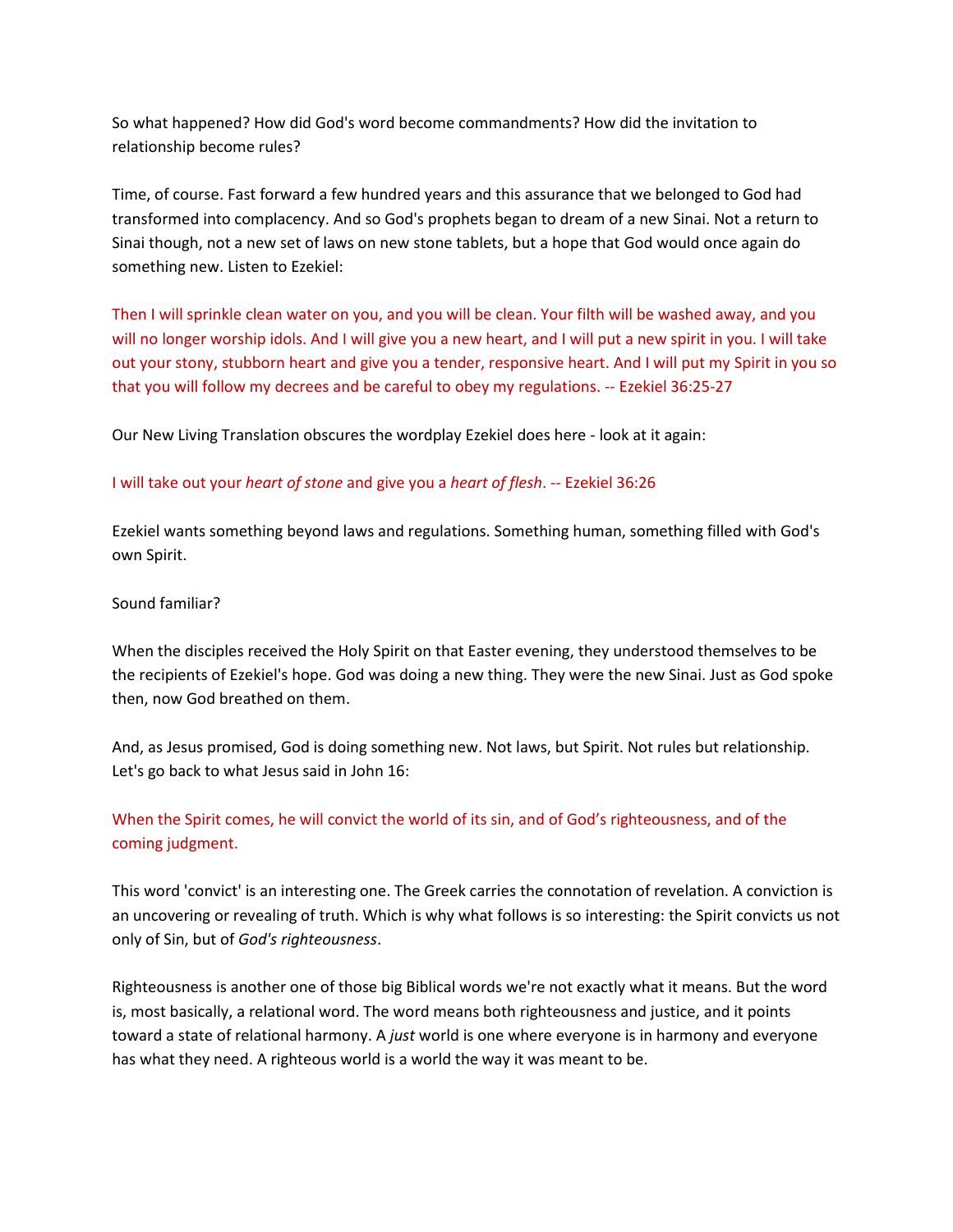So what happened? How did God's word become commandments? How did the invitation to relationship become rules?

Time, of course. Fast forward a few hundred years and this assurance that we belonged to God had transformed into complacency. And so God's prophets began to dream of a new Sinai. Not a return to Sinai though, not a new set of laws on new stone tablets, but a hope that God would once again do something new. Listen to Ezekiel:

Then I will sprinkle clean water on you, and you will be clean. Your filth will be washed away, and you will no longer worship idols. And I will give you a new heart, and I will put a new spirit in you. I will take out your stony, stubborn heart and give you a tender, responsive heart. And I will put my Spirit in you so that you will follow my decrees and be careful to obey my regulations. -- Ezekiel 36:25-27

Our New Living Translation obscures the wordplay Ezekiel does here - look at it again:

I will take out your *heart of stone* and give you a *heart of flesh*. -- Ezekiel 36:26

Ezekiel wants something beyond laws and regulations. Something human, something filled with God's own Spirit.

Sound familiar?

When the disciples received the Holy Spirit on that Easter evening, they understood themselves to be the recipients of Ezekiel's hope. God was doing a new thing. They were the new Sinai. Just as God spoke then, now God breathed on them.

And, as Jesus promised, God is doing something new. Not laws, but Spirit. Not rules but relationship. Let's go back to what Jesus said in John 16:

When the Spirit comes, he will convict the world of its sin, and of God's righteousness, and of the coming judgment.

This word 'convict' is an interesting one. The Greek carries the connotation of revelation. A conviction is an uncovering or revealing of truth. Which is why what follows is so interesting: the Spirit convicts us not only of Sin, but of *God's righteousness*.

Righteousness is another one of those big Biblical words we're not exactly what it means. But the word is, most basically, a relational word. The word means both righteousness and justice, and it points toward a state of relational harmony. A *just* world is one where everyone is in harmony and everyone has what they need. A righteous world is a world the way it was meant to be.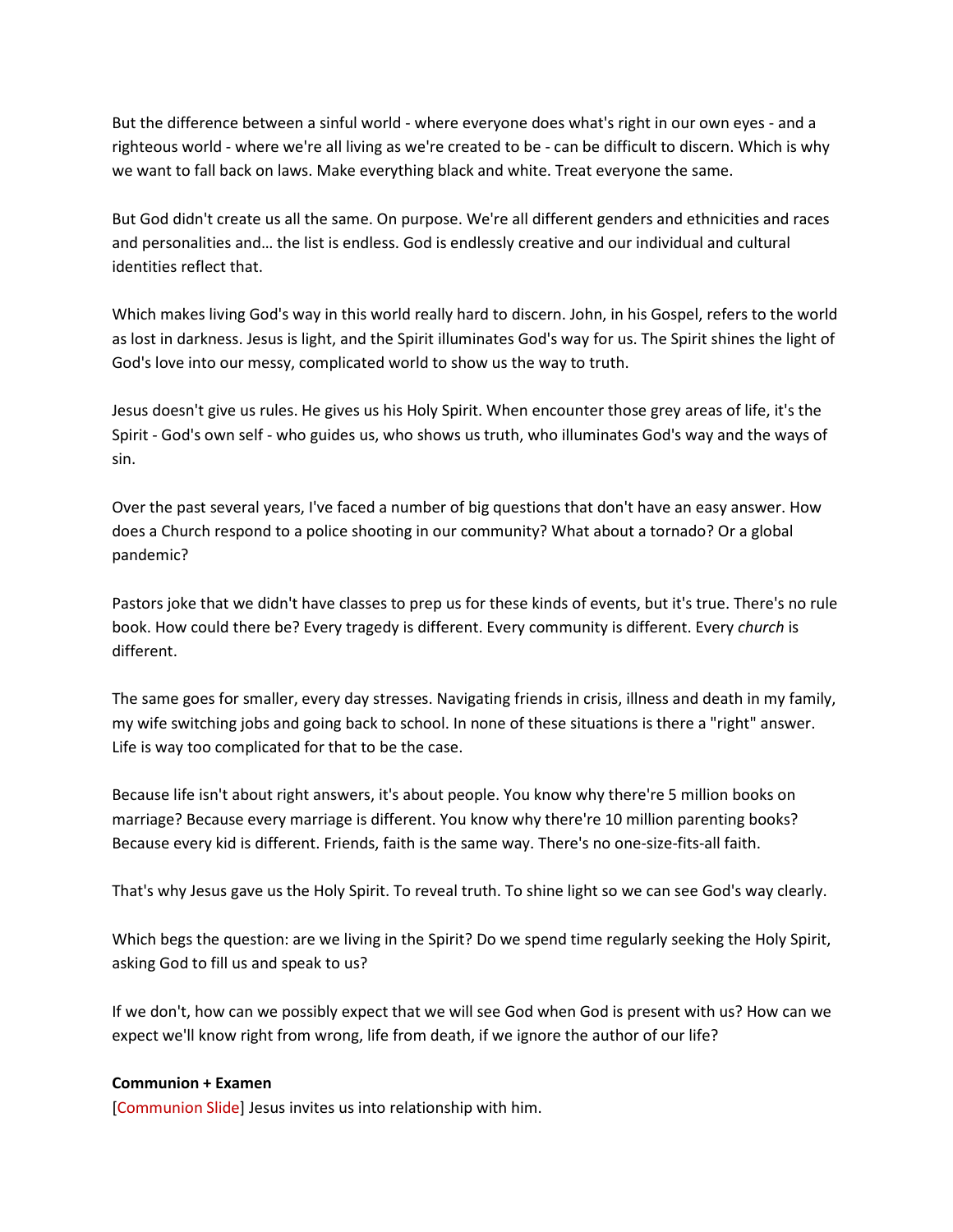But the difference between a sinful world - where everyone does what's right in our own eyes - and a righteous world - where we're all living as we're created to be - can be difficult to discern. Which is why we want to fall back on laws. Make everything black and white. Treat everyone the same.

But God didn't create us all the same. On purpose. We're all different genders and ethnicities and races and personalities and… the list is endless. God is endlessly creative and our individual and cultural identities reflect that.

Which makes living God's way in this world really hard to discern. John, in his Gospel, refers to the world as lost in darkness. Jesus is light, and the Spirit illuminates God's way for us. The Spirit shines the light of God's love into our messy, complicated world to show us the way to truth.

Jesus doesn't give us rules. He gives us his Holy Spirit. When encounter those grey areas of life, it's the Spirit - God's own self - who guides us, who shows us truth, who illuminates God's way and the ways of sin.

Over the past several years, I've faced a number of big questions that don't have an easy answer. How does a Church respond to a police shooting in our community? What about a tornado? Or a global pandemic?

Pastors joke that we didn't have classes to prep us for these kinds of events, but it's true. There's no rule book. How could there be? Every tragedy is different. Every community is different. Every *church* is different.

The same goes for smaller, every day stresses. Navigating friends in crisis, illness and death in my family, my wife switching jobs and going back to school. In none of these situations is there a "right" answer. Life is way too complicated for that to be the case.

Because life isn't about right answers, it's about people. You know why there're 5 million books on marriage? Because every marriage is different. You know why there're 10 million parenting books? Because every kid is different. Friends, faith is the same way. There's no one-size-fits-all faith.

That's why Jesus gave us the Holy Spirit. To reveal truth. To shine light so we can see God's way clearly.

Which begs the question: are we living in the Spirit? Do we spend time regularly seeking the Holy Spirit, asking God to fill us and speak to us?

If we don't, how can we possibly expect that we will see God when God is present with us? How can we expect we'll know right from wrong, life from death, if we ignore the author of our life?

**Communion + Examen**
[Communion Slide] Jesus invites us into relationship with him.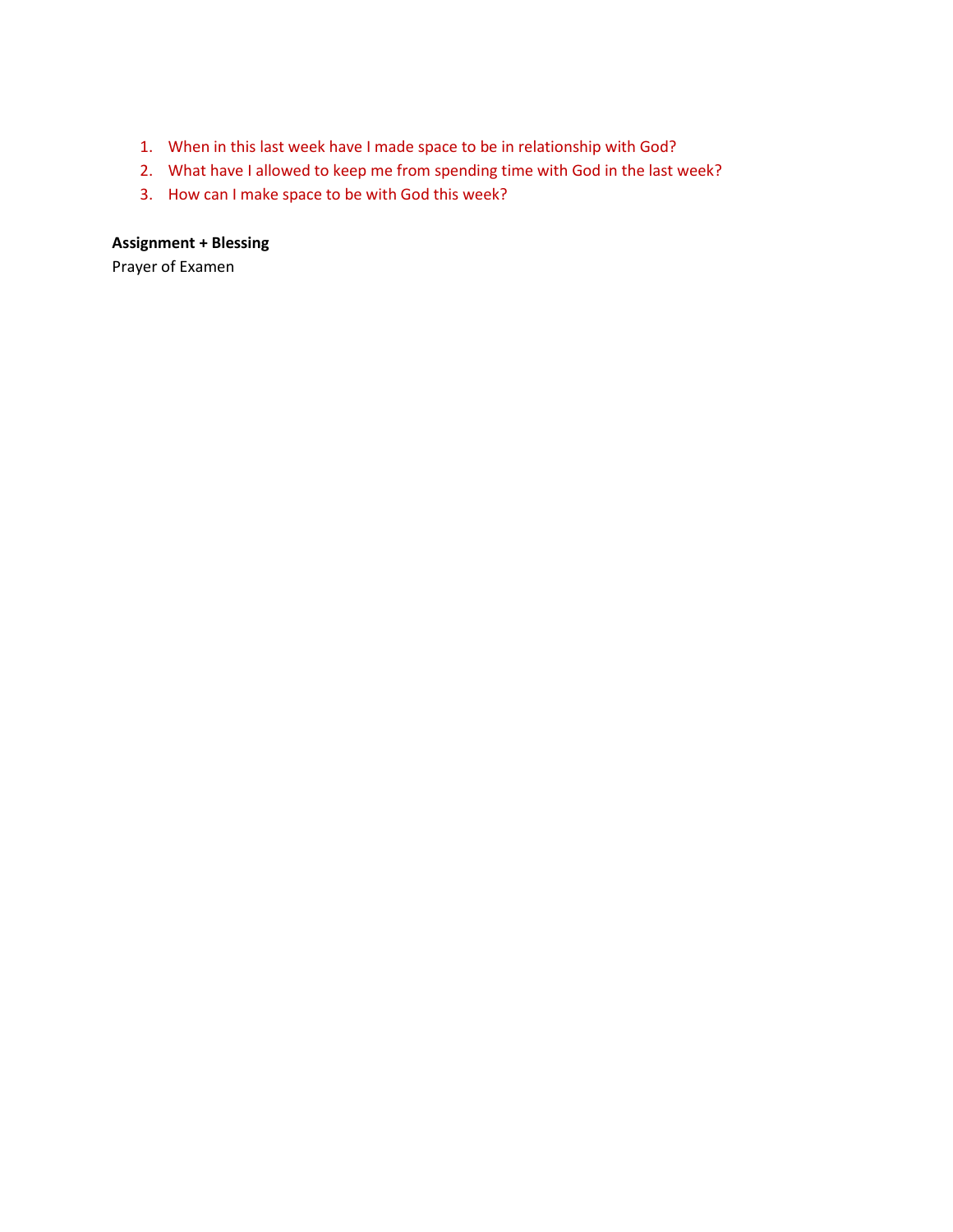1. When in this last week have I made space to be in relationship with God?
2. What have I allowed to keep me from spending time with God in the last week?
3. How can I make space to be with God this week?

**Assignment + Blessing**

Prayer of Examen